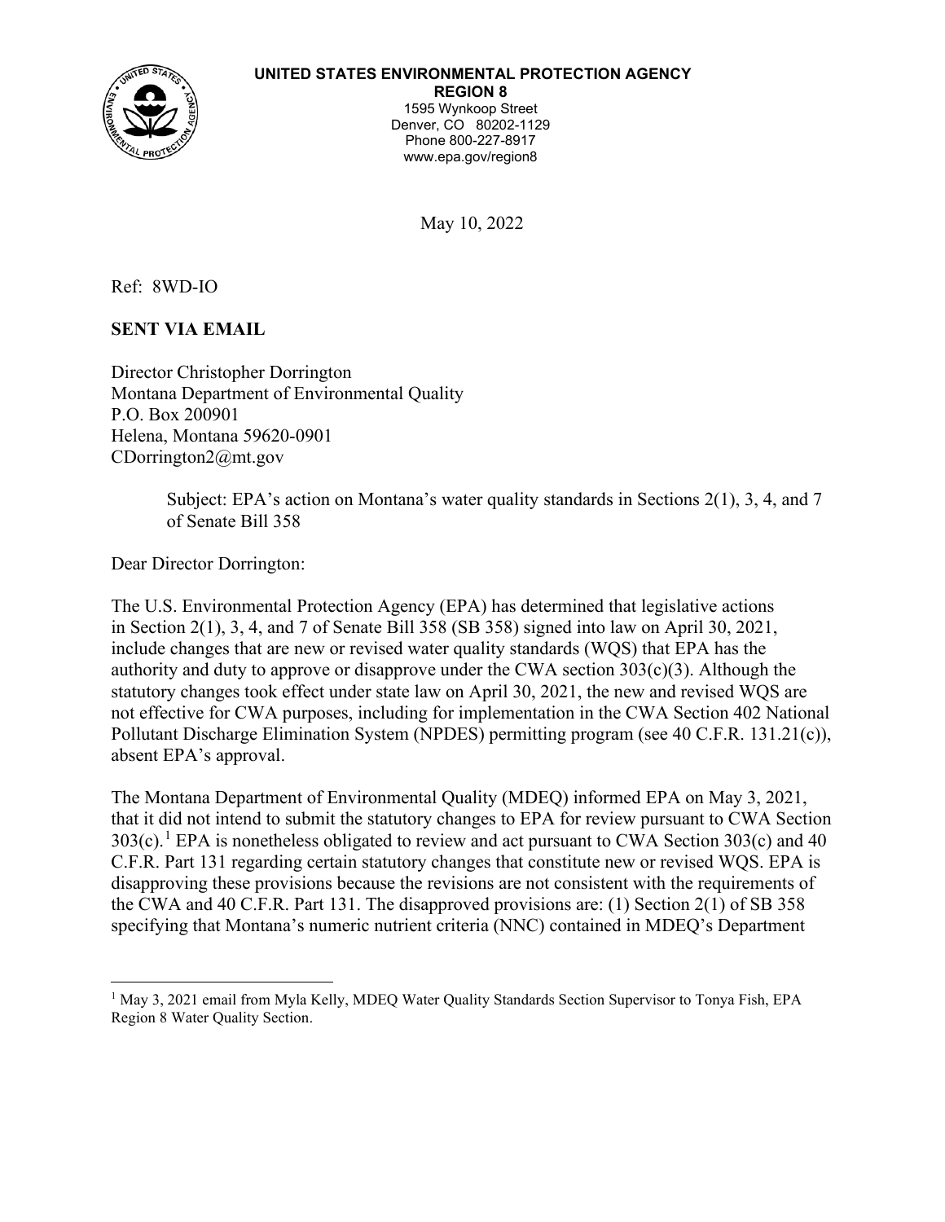**UNITED STATES ENVIRONMENTAL PROTECTION AGENCY**
**REGION 8**
1595 Wynkoop Street
Denver, CO 80202-1129
Phone 800-227-8917
www.epa.gov/region8

May 10, 2022

Ref: 8WD-IO

**SENT VIA EMAIL**

Director Christopher Dorrington
Montana Department of Environmental Quality
P.O. Box 200901
Helena, Montana 59620-0901
CDorrington2@mt.gov

> Subject: EPA's action on Montana's water quality standards in Sections 2(1), 3, 4, and 7 of Senate Bill 358

Dear Director Dorrington:

The U.S. Environmental Protection Agency (EPA) has determined that legislative actions in Section 2(1), 3, 4, and 7 of Senate Bill 358 (SB 358) signed into law on April 30, 2021, include changes that are new or revised water quality standards (WQS) that EPA has the authority and duty to approve or disapprove under the CWA section 303(c)(3). Although the statutory changes took effect under state law on April 30, 2021, the new and revised WQS are not effective for CWA purposes, including for implementation in the CWA Section 402 National Pollutant Discharge Elimination System (NPDES) permitting program (see 40 C.F.R. 131.21(c)), absent EPA's approval.

The Montana Department of Environmental Quality (MDEQ) informed EPA on May 3, 2021, that it did not intend to submit the statutory changes to EPA for review pursuant to CWA Section 303(c).[1] EPA is nonetheless obligated to review and act pursuant to CWA Section 303(c) and 40 C.F.R. Part 131 regarding certain statutory changes that constitute new or revised WQS. EPA is disapproving these provisions because the revisions are not consistent with the requirements of the CWA and 40 C.F.R. Part 131. The disapproved provisions are: (1) Section 2(1) of SB 358 specifying that Montana's numeric nutrient criteria (NNC) contained in MDEQ's Department

[1] May 3, 2021 email from Myla Kelly, MDEQ Water Quality Standards Section Supervisor to Tonya Fish, EPA Region 8 Water Quality Section.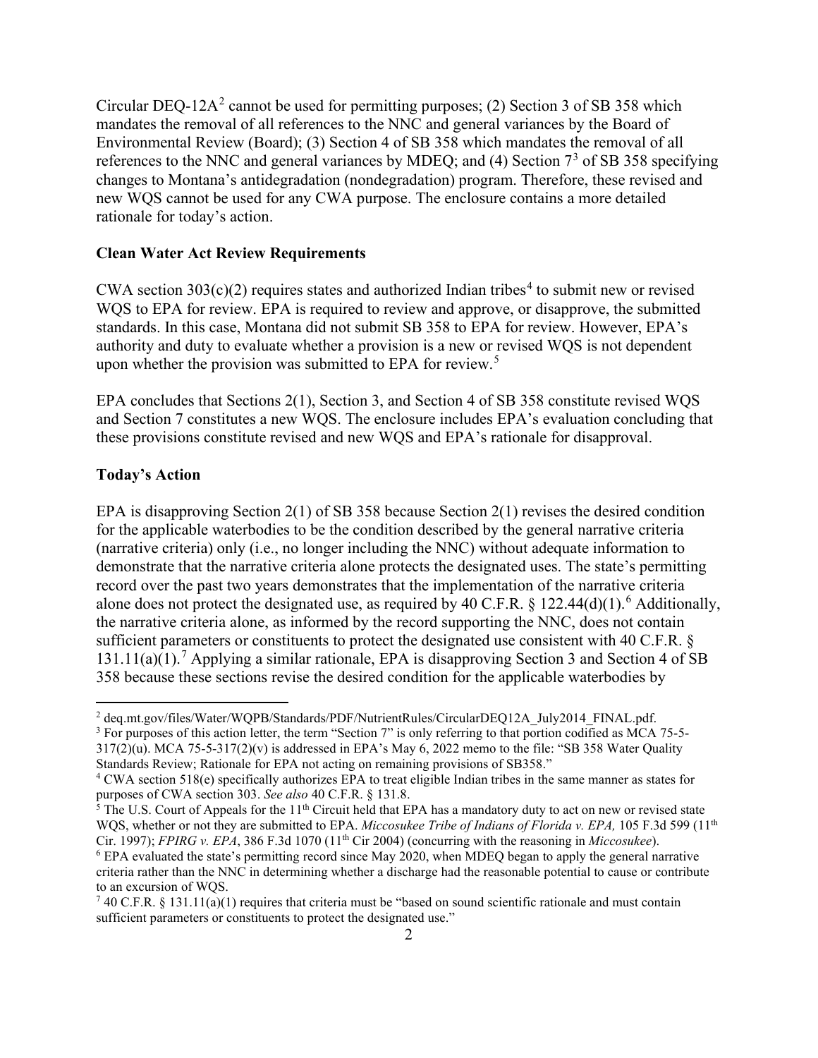Circular DEQ-12A[2] cannot be used for permitting purposes; (2) Section 3 of SB 358 which mandates the removal of all references to the NNC and general variances by the Board of Environmental Review (Board); (3) Section 4 of SB 358 which mandates the removal of all references to the NNC and general variances by MDEQ; and (4) Section 7[3] of SB 358 specifying changes to Montana's antidegradation (nondegradation) program. Therefore, these revised and new WQS cannot be used for any CWA purpose. The enclosure contains a more detailed rationale for today's action.

**Clean Water Act Review Requirements**

CWA section 303(c)(2) requires states and authorized Indian tribes[4] to submit new or revised WQS to EPA for review. EPA is required to review and approve, or disapprove, the submitted standards. In this case, Montana did not submit SB 358 to EPA for review. However, EPA's authority and duty to evaluate whether a provision is a new or revised WQS is not dependent upon whether the provision was submitted to EPA for review.[5]

EPA concludes that Sections 2(1), Section 3, and Section 4 of SB 358 constitute revised WQS and Section 7 constitutes a new WQS. The enclosure includes EPA's evaluation concluding that these provisions constitute revised and new WQS and EPA's rationale for disapproval.

**Today's Action**

EPA is disapproving Section 2(1) of SB 358 because Section 2(1) revises the desired condition for the applicable waterbodies to be the condition described by the general narrative criteria (narrative criteria) only (i.e., no longer including the NNC) without adequate information to demonstrate that the narrative criteria alone protects the designated uses. The state's permitting record over the past two years demonstrates that the implementation of the narrative criteria alone does not protect the designated use, as required by 40 C.F.R. § 122.44(d)(1).[6] Additionally, the narrative criteria alone, as informed by the record supporting the NNC, does not contain sufficient parameters or constituents to protect the designated use consistent with 40 C.F.R. § 131.11(a)(1).[7] Applying a similar rationale, EPA is disapproving Section 3 and Section 4 of SB 358 because these sections revise the desired condition for the applicable waterbodies by

---

[2] deq.mt.gov/files/Water/WQPB/Standards/PDF/NutrientRules/CircularDEQ12A_July2014_FINAL.pdf.

[3] For purposes of this action letter, the term "Section 7" is only referring to that portion codified as MCA 75-5-317(2)(u). MCA 75-5-317(2)(v) is addressed in EPA's May 6, 2022 memo to the file: "SB 358 Water Quality Standards Review; Rationale for EPA not acting on remaining provisions of SB358."

[4] CWA section 518(e) specifically authorizes EPA to treat eligible Indian tribes in the same manner as states for purposes of CWA section 303. *See also* 40 C.F.R. § 131.8.

[5] The U.S. Court of Appeals for the 11th Circuit held that EPA has a mandatory duty to act on new or revised state WQS, whether or not they are submitted to EPA. *Miccosukee Tribe of Indians of Florida v. EPA,* 105 F.3d 599 (11th Cir. 1997); *FPIRG v. EPA*, 386 F.3d 1070 (11th Cir 2004) (concurring with the reasoning in *Miccosukee*).

[6] EPA evaluated the state's permitting record since May 2020, when MDEQ began to apply the general narrative criteria rather than the NNC in determining whether a discharge had the reasonable potential to cause or contribute to an excursion of WQS.

[7] 40 C.F.R. § 131.11(a)(1) requires that criteria must be "based on sound scientific rationale and must contain sufficient parameters or constituents to protect the designated use."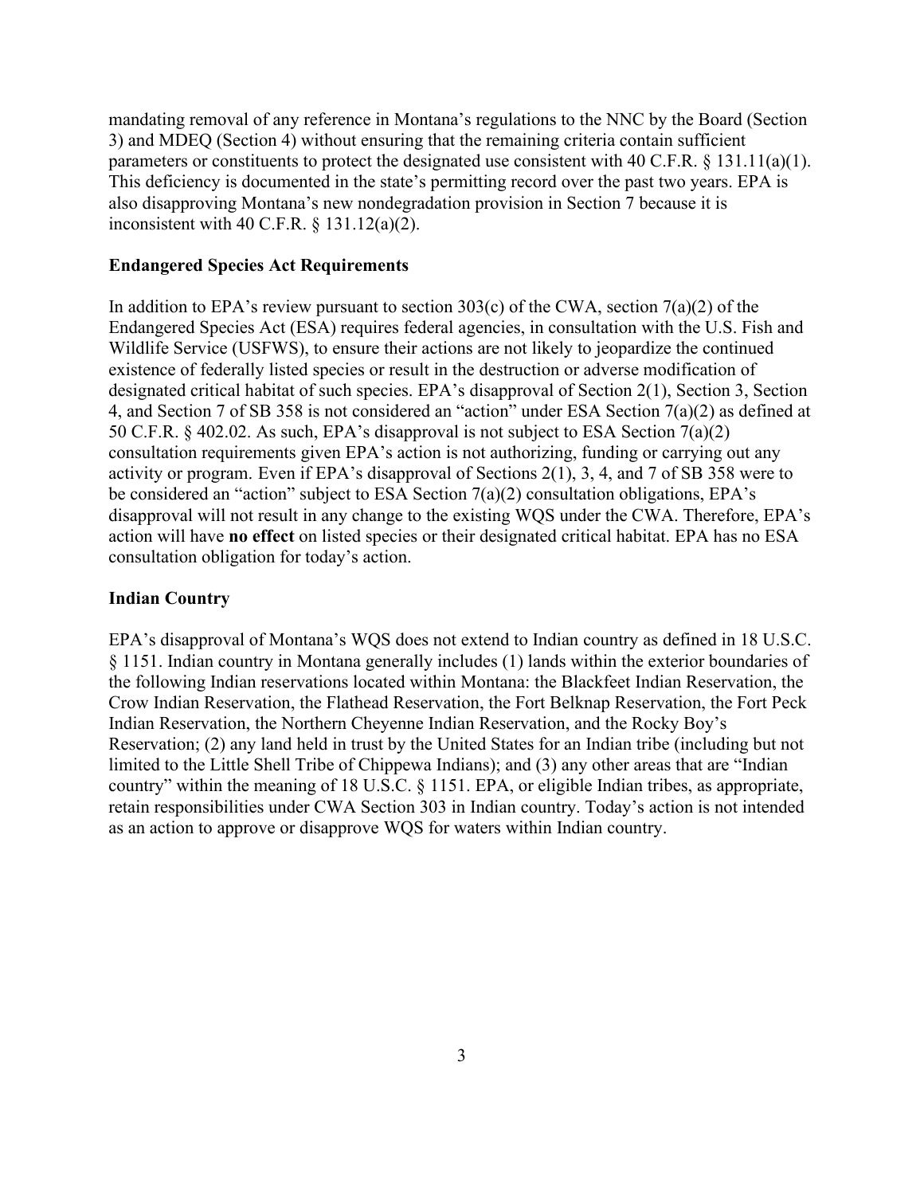mandating removal of any reference in Montana's regulations to the NNC by the Board (Section 3) and MDEQ (Section 4) without ensuring that the remaining criteria contain sufficient parameters or constituents to protect the designated use consistent with 40 C.F.R. § 131.11(a)(1). This deficiency is documented in the state's permitting record over the past two years. EPA is also disapproving Montana's new nondegradation provision in Section 7 because it is inconsistent with 40 C.F.R. § 131.12(a)(2).

### Endangered Species Act Requirements

In addition to EPA's review pursuant to section 303(c) of the CWA, section 7(a)(2) of the Endangered Species Act (ESA) requires federal agencies, in consultation with the U.S. Fish and Wildlife Service (USFWS), to ensure their actions are not likely to jeopardize the continued existence of federally listed species or result in the destruction or adverse modification of designated critical habitat of such species. EPA's disapproval of Section 2(1), Section 3, Section 4, and Section 7 of SB 358 is not considered an "action" under ESA Section 7(a)(2) as defined at 50 C.F.R. § 402.02. As such, EPA's disapproval is not subject to ESA Section 7(a)(2) consultation requirements given EPA's action is not authorizing, funding or carrying out any activity or program. Even if EPA's disapproval of Sections 2(1), 3, 4, and 7 of SB 358 were to be considered an "action" subject to ESA Section 7(a)(2) consultation obligations, EPA's disapproval will not result in any change to the existing WQS under the CWA. Therefore, EPA's action will have **no effect** on listed species or their designated critical habitat. EPA has no ESA consultation obligation for today's action.

### Indian Country

EPA's disapproval of Montana's WQS does not extend to Indian country as defined in 18 U.S.C. § 1151. Indian country in Montana generally includes (1) lands within the exterior boundaries of the following Indian reservations located within Montana: the Blackfeet Indian Reservation, the Crow Indian Reservation, the Flathead Reservation, the Fort Belknap Reservation, the Fort Peck Indian Reservation, the Northern Cheyenne Indian Reservation, and the Rocky Boy's Reservation; (2) any land held in trust by the United States for an Indian tribe (including but not limited to the Little Shell Tribe of Chippewa Indians); and (3) any other areas that are "Indian country" within the meaning of 18 U.S.C. § 1151. EPA, or eligible Indian tribes, as appropriate, retain responsibilities under CWA Section 303 in Indian country. Today's action is not intended as an action to approve or disapprove WQS for waters within Indian country.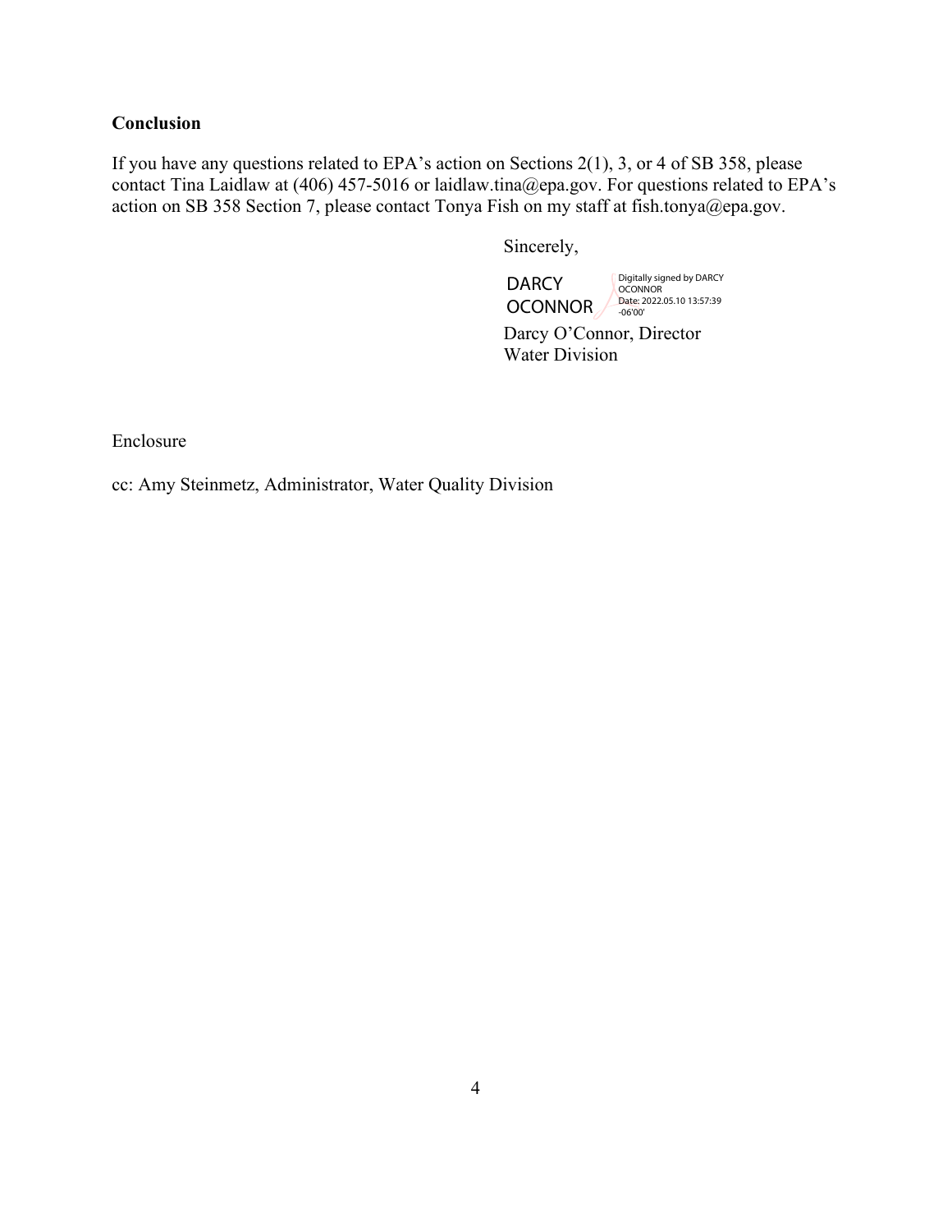**Conclusion**

If you have any questions related to EPA's action on Sections 2(1), 3, or 4 of SB 358, please contact Tina Laidlaw at (406) 457-5016 or laidlaw.tina@epa.gov. For questions related to EPA's action on SB 358 Section 7, please contact Tonya Fish on my staff at fish.tonya@epa.gov.

Sincerely,

DARCY OCONNOR Digitally signed by DARCY OCONNOR Date: 2022.05.10 13:57:39 -06'00'

Darcy O'Connor, Director
Water Division

Enclosure

cc: Amy Steinmetz, Administrator, Water Quality Division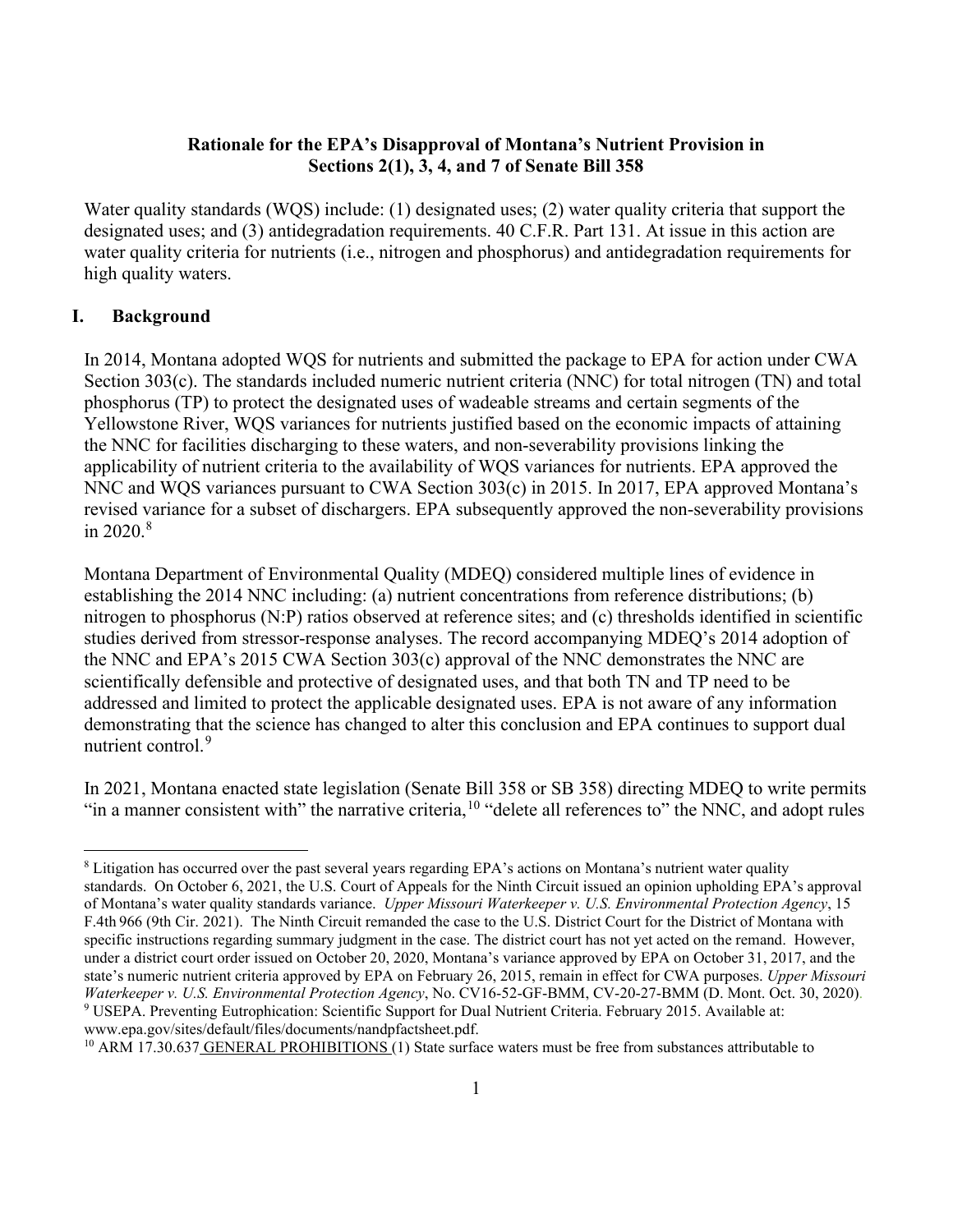**Rationale for the EPA's Disapproval of Montana's Nutrient Provision in Sections 2(1), 3, 4, and 7 of Senate Bill 358**

Water quality standards (WQS) include: (1) designated uses; (2) water quality criteria that support the designated uses; and (3) antidegradation requirements. 40 C.F.R. Part 131. At issue in this action are water quality criteria for nutrients (i.e., nitrogen and phosphorus) and antidegradation requirements for high quality waters.

## I. Background

In 2014, Montana adopted WQS for nutrients and submitted the package to EPA for action under CWA Section 303(c). The standards included numeric nutrient criteria (NNC) for total nitrogen (TN) and total phosphorus (TP) to protect the designated uses of wadeable streams and certain segments of the Yellowstone River, WQS variances for nutrients justified based on the economic impacts of attaining the NNC for facilities discharging to these waters, and non-severability provisions linking the applicability of nutrient criteria to the availability of WQS variances for nutrients. EPA approved the NNC and WQS variances pursuant to CWA Section 303(c) in 2015. In 2017, EPA approved Montana's revised variance for a subset of dischargers. EPA subsequently approved the non-severability provisions in 2020.[8]

Montana Department of Environmental Quality (MDEQ) considered multiple lines of evidence in establishing the 2014 NNC including: (a) nutrient concentrations from reference distributions; (b) nitrogen to phosphorus (N:P) ratios observed at reference sites; and (c) thresholds identified in scientific studies derived from stressor-response analyses. The record accompanying MDEQ's 2014 adoption of the NNC and EPA's 2015 CWA Section 303(c) approval of the NNC demonstrates the NNC are scientifically defensible and protective of designated uses, and that both TN and TP need to be addressed and limited to protect the applicable designated uses. EPA is not aware of any information demonstrating that the science has changed to alter this conclusion and EPA continues to support dual nutrient control.[9]

In 2021, Montana enacted state legislation (Senate Bill 358 or SB 358) directing MDEQ to write permits "in a manner consistent with" the narrative criteria,[10] "delete all references to" the NNC, and adopt rules

---

[8] Litigation has occurred over the past several years regarding EPA's actions on Montana's nutrient water quality standards. On October 6, 2021, the U.S. Court of Appeals for the Ninth Circuit issued an opinion upholding EPA's approval of Montana's water quality standards variance. *Upper Missouri Waterkeeper v. U.S. Environmental Protection Agency*, 15 F.4th 966 (9th Cir. 2021). The Ninth Circuit remanded the case to the U.S. District Court for the District of Montana with specific instructions regarding summary judgment in the case. The district court has not yet acted on the remand. However, under a district court order issued on October 20, 2020, Montana's variance approved by EPA on October 31, 2017, and the state's numeric nutrient criteria approved by EPA on February 26, 2015, remain in effect for CWA purposes. *Upper Missouri Waterkeeper v. U.S. Environmental Protection Agency*, No. CV16-52-GF-BMM, CV-20-27-BMM (D. Mont. Oct. 30, 2020).

[9] USEPA. Preventing Eutrophication: Scientific Support for Dual Nutrient Criteria. February 2015. Available at: www.epa.gov/sites/default/files/documents/nandpfactsheet.pdf.

[10] ARM 17.30.637 GENERAL PROHIBITIONS (1) State surface waters must be free from substances attributable to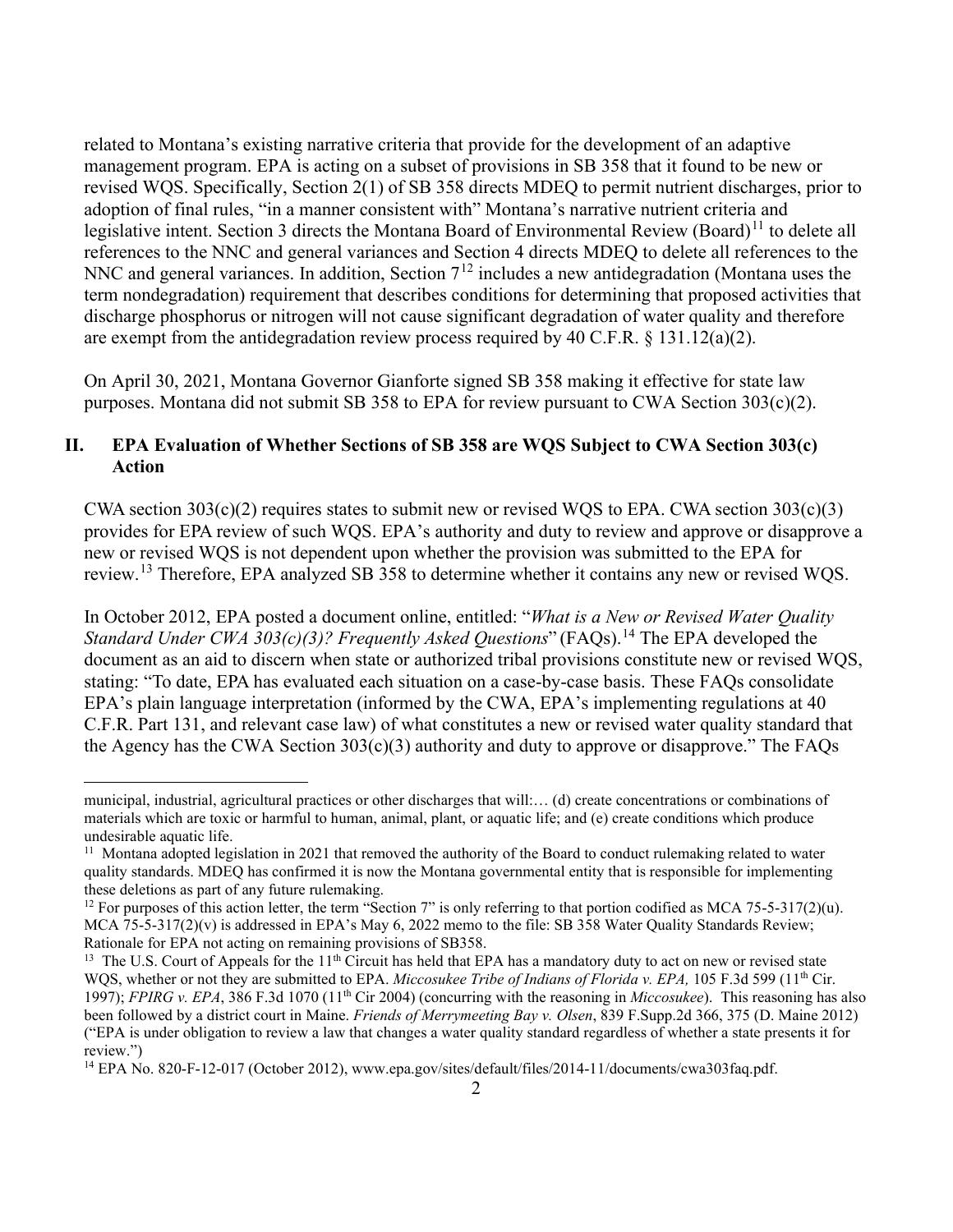related to Montana's existing narrative criteria that provide for the development of an adaptive management program. EPA is acting on a subset of provisions in SB 358 that it found to be new or revised WQS. Specifically, Section 2(1) of SB 358 directs MDEQ to permit nutrient discharges, prior to adoption of final rules, "in a manner consistent with" Montana's narrative nutrient criteria and legislative intent. Section 3 directs the Montana Board of Environmental Review (Board)[11] to delete all references to the NNC and general variances and Section 4 directs MDEQ to delete all references to the NNC and general variances. In addition, Section 7[12] includes a new antidegradation (Montana uses the term nondegradation) requirement that describes conditions for determining that proposed activities that discharge phosphorus or nitrogen will not cause significant degradation of water quality and therefore are exempt from the antidegradation review process required by 40 C.F.R. § 131.12(a)(2).

On April 30, 2021, Montana Governor Gianforte signed SB 358 making it effective for state law purposes. Montana did not submit SB 358 to EPA for review pursuant to CWA Section 303(c)(2).

## II. EPA Evaluation of Whether Sections of SB 358 are WQS Subject to CWA Section 303(c) Action

CWA section 303(c)(2) requires states to submit new or revised WQS to EPA. CWA section 303(c)(3) provides for EPA review of such WQS. EPA's authority and duty to review and approve or disapprove a new or revised WQS is not dependent upon whether the provision was submitted to the EPA for review.[13] Therefore, EPA analyzed SB 358 to determine whether it contains any new or revised WQS.

In October 2012, EPA posted a document online, entitled: "*What is a New or Revised Water Quality Standard Under CWA 303(c)(3)? Frequently Asked Questions*" (FAQs).[14] The EPA developed the document as an aid to discern when state or authorized tribal provisions constitute new or revised WQS, stating: "To date, EPA has evaluated each situation on a case-by-case basis. These FAQs consolidate EPA's plain language interpretation (informed by the CWA, EPA's implementing regulations at 40 C.F.R. Part 131, and relevant case law) of what constitutes a new or revised water quality standard that the Agency has the CWA Section 303(c)(3) authority and duty to approve or disapprove." The FAQs

---

municipal, industrial, agricultural practices or other discharges that will:… (d) create concentrations or combinations of materials which are toxic or harmful to human, animal, plant, or aquatic life; and (e) create conditions which produce undesirable aquatic life.

[11] Montana adopted legislation in 2021 that removed the authority of the Board to conduct rulemaking related to water quality standards. MDEQ has confirmed it is now the Montana governmental entity that is responsible for implementing these deletions as part of any future rulemaking.

[12] For purposes of this action letter, the term "Section 7" is only referring to that portion codified as MCA 75-5-317(2)(u). MCA 75-5-317(2)(v) is addressed in EPA's May 6, 2022 memo to the file: SB 358 Water Quality Standards Review; Rationale for EPA not acting on remaining provisions of SB358.

[13] The U.S. Court of Appeals for the 11th Circuit has held that EPA has a mandatory duty to act on new or revised state WQS, whether or not they are submitted to EPA. *Miccosukee Tribe of Indians of Florida v. EPA,* 105 F.3d 599 (11th Cir. 1997); *FPIRG v. EPA*, 386 F.3d 1070 (11th Cir 2004) (concurring with the reasoning in *Miccosukee*). This reasoning has also been followed by a district court in Maine. *Friends of Merrymeeting Bay v. Olsen*, 839 F.Supp.2d 366, 375 (D. Maine 2012) ("EPA is under obligation to review a law that changes a water quality standard regardless of whether a state presents it for review.")

[14] EPA No. 820-F-12-017 (October 2012), www.epa.gov/sites/default/files/2014-11/documents/cwa303faq.pdf.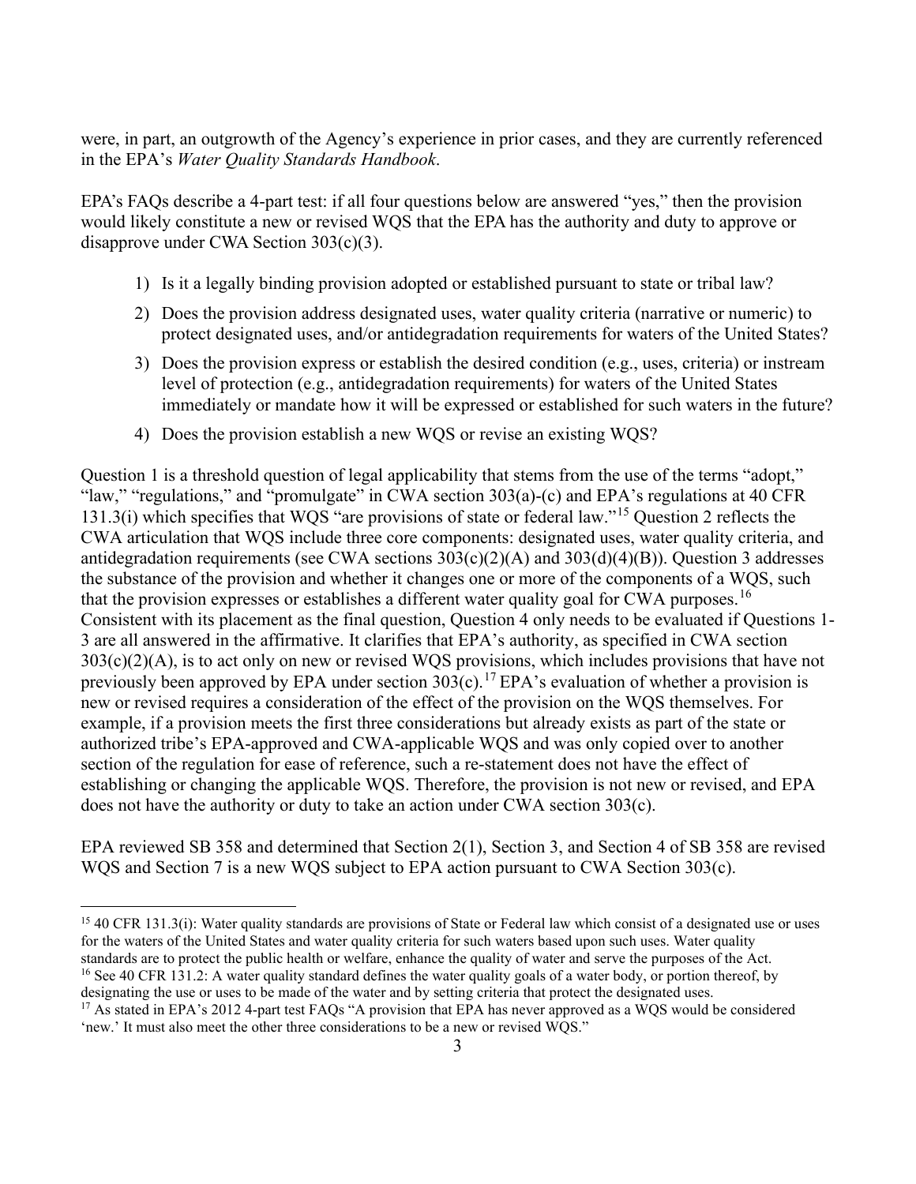were, in part, an outgrowth of the Agency's experience in prior cases, and they are currently referenced in the EPA's *Water Quality Standards Handbook*.

EPA's FAQs describe a 4-part test: if all four questions below are answered "yes," then the provision would likely constitute a new or revised WQS that the EPA has the authority and duty to approve or disapprove under CWA Section 303(c)(3).

1) Is it a legally binding provision adopted or established pursuant to state or tribal law?
2) Does the provision address designated uses, water quality criteria (narrative or numeric) to protect designated uses, and/or antidegradation requirements for waters of the United States?
3) Does the provision express or establish the desired condition (e.g., uses, criteria) or instream level of protection (e.g., antidegradation requirements) for waters of the United States immediately or mandate how it will be expressed or established for such waters in the future?
4) Does the provision establish a new WQS or revise an existing WQS?

Question 1 is a threshold question of legal applicability that stems from the use of the terms "adopt," "law," "regulations," and "promulgate" in CWA section 303(a)-(c) and EPA's regulations at 40 CFR 131.3(i) which specifies that WQS "are provisions of state or federal law."[15] Question 2 reflects the CWA articulation that WQS include three core components: designated uses, water quality criteria, and antidegradation requirements (see CWA sections 303(c)(2)(A) and 303(d)(4)(B)). Question 3 addresses the substance of the provision and whether it changes one or more of the components of a WQS, such that the provision expresses or establishes a different water quality goal for CWA purposes.[16] Consistent with its placement as the final question, Question 4 only needs to be evaluated if Questions 1-3 are all answered in the affirmative. It clarifies that EPA's authority, as specified in CWA section 303(c)(2)(A), is to act only on new or revised WQS provisions, which includes provisions that have not previously been approved by EPA under section 303(c).[17] EPA's evaluation of whether a provision is new or revised requires a consideration of the effect of the provision on the WQS themselves. For example, if a provision meets the first three considerations but already exists as part of the state or authorized tribe's EPA-approved and CWA-applicable WQS and was only copied over to another section of the regulation for ease of reference, such a re-statement does not have the effect of establishing or changing the applicable WQS. Therefore, the provision is not new or revised, and EPA does not have the authority or duty to take an action under CWA section 303(c).

EPA reviewed SB 358 and determined that Section 2(1), Section 3, and Section 4 of SB 358 are revised WQS and Section 7 is a new WQS subject to EPA action pursuant to CWA Section 303(c).

---

[15] 40 CFR 131.3(i): Water quality standards are provisions of State or Federal law which consist of a designated use or uses for the waters of the United States and water quality criteria for such waters based upon such uses. Water quality standards are to protect the public health or welfare, enhance the quality of water and serve the purposes of the Act.

[16] See 40 CFR 131.2: A water quality standard defines the water quality goals of a water body, or portion thereof, by designating the use or uses to be made of the water and by setting criteria that protect the designated uses.

[17] As stated in EPA's 2012 4-part test FAQs "A provision that EPA has never approved as a WQS would be considered 'new.' It must also meet the other three considerations to be a new or revised WQS."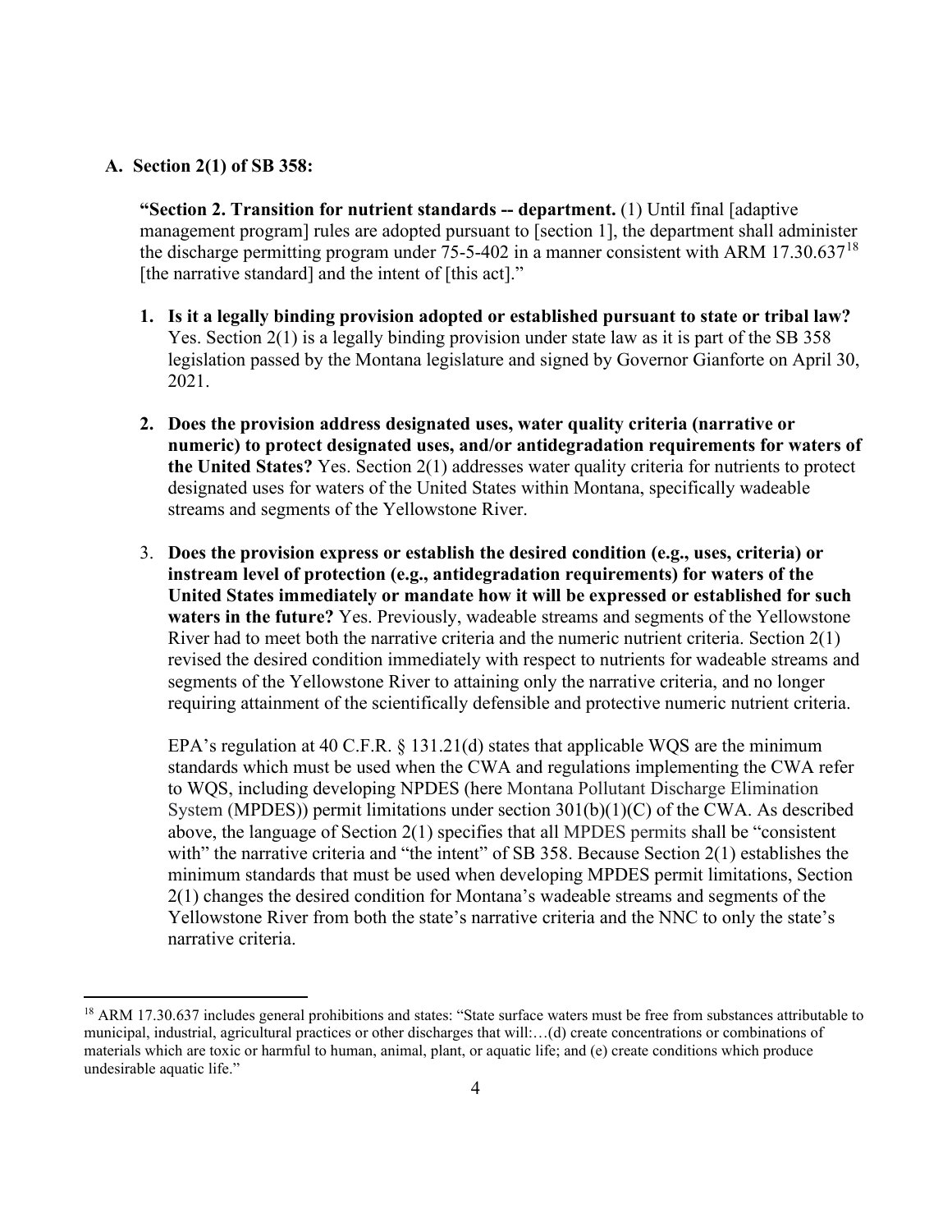### A. Section 2(1) of SB 358:

**"Section 2. Transition for nutrient standards -- department.** (1) Until final [adaptive management program] rules are adopted pursuant to [section 1], the department shall administer the discharge permitting program under 75-5-402 in a manner consistent with ARM 17.30.637[18] [the narrative standard] and the intent of [this act]."

1. **Is it a legally binding provision adopted or established pursuant to state or tribal law?** Yes. Section 2(1) is a legally binding provision under state law as it is part of the SB 358 legislation passed by the Montana legislature and signed by Governor Gianforte on April 30, 2021.

2. **Does the provision address designated uses, water quality criteria (narrative or numeric) to protect designated uses, and/or antidegradation requirements for waters of the United States?** Yes. Section 2(1) addresses water quality criteria for nutrients to protect designated uses for waters of the United States within Montana, specifically wadeable streams and segments of the Yellowstone River.

3. **Does the provision express or establish the desired condition (e.g., uses, criteria) or instream level of protection (e.g., antidegradation requirements) for waters of the United States immediately or mandate how it will be expressed or established for such waters in the future?** Yes. Previously, wadeable streams and segments of the Yellowstone River had to meet both the narrative criteria and the numeric nutrient criteria. Section 2(1) revised the desired condition immediately with respect to nutrients for wadeable streams and segments of the Yellowstone River to attaining only the narrative criteria, and no longer requiring attainment of the scientifically defensible and protective numeric nutrient criteria.

   EPA's regulation at 40 C.F.R. § 131.21(d) states that applicable WQS are the minimum standards which must be used when the CWA and regulations implementing the CWA refer to WQS, including developing NPDES (here Montana Pollutant Discharge Elimination System (MPDES)) permit limitations under section 301(b)(1)(C) of the CWA. As described above, the language of Section 2(1) specifies that all MPDES permits shall be "consistent with" the narrative criteria and "the intent" of SB 358. Because Section 2(1) establishes the minimum standards that must be used when developing MPDES permit limitations, Section 2(1) changes the desired condition for Montana's wadeable streams and segments of the Yellowstone River from both the state's narrative criteria and the NNC to only the state's narrative criteria.

---

[18] ARM 17.30.637 includes general prohibitions and states: "State surface waters must be free from substances attributable to municipal, industrial, agricultural practices or other discharges that will:…(d) create concentrations or combinations of materials which are toxic or harmful to human, animal, plant, or aquatic life; and (e) create conditions which produce undesirable aquatic life."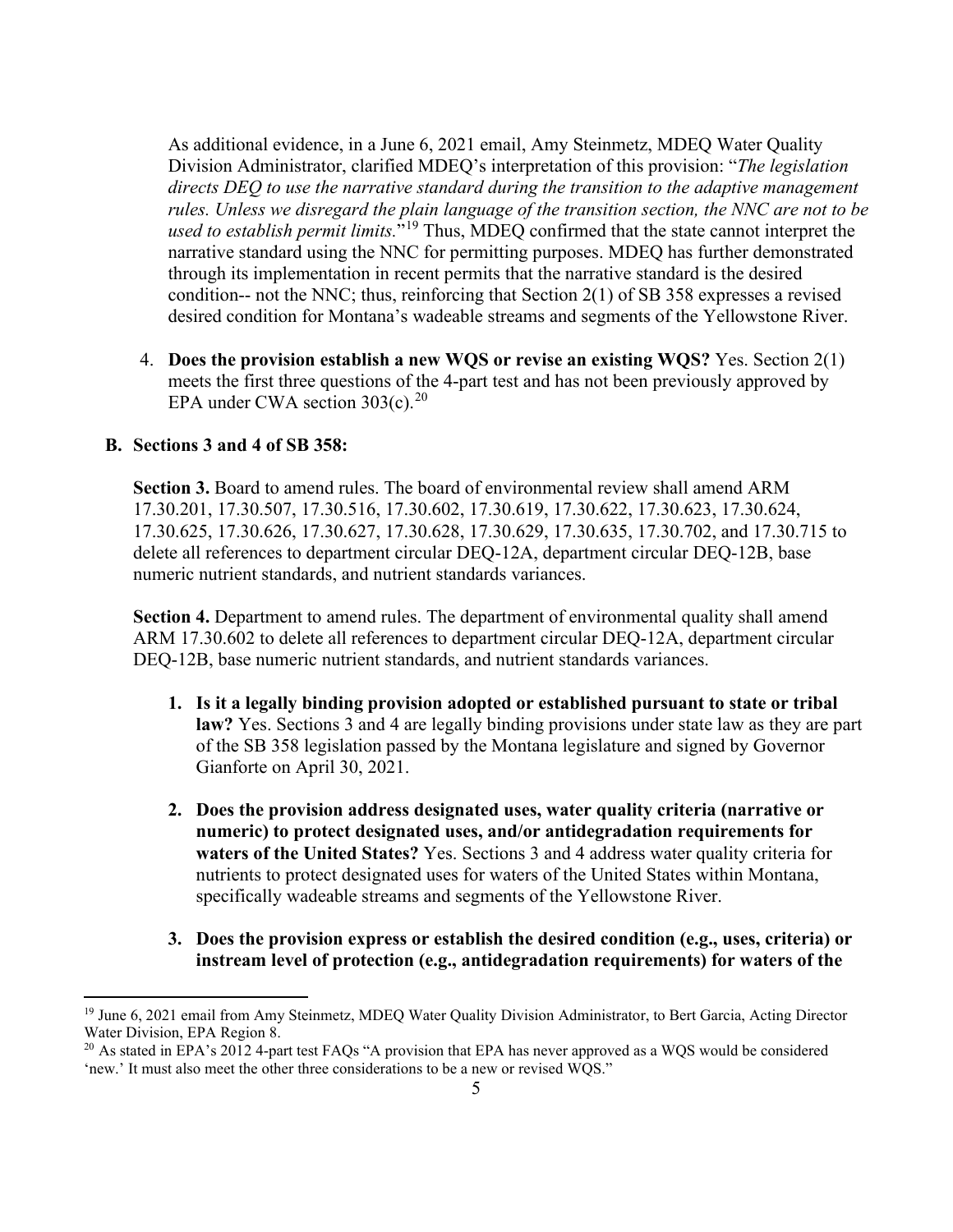As additional evidence, in a June 6, 2021 email, Amy Steinmetz, MDEQ Water Quality Division Administrator, clarified MDEQ's interpretation of this provision: "*The legislation directs DEQ to use the narrative standard during the transition to the adaptive management rules. Unless we disregard the plain language of the transition section, the NNC are not to be used to establish permit limits.*"[19] Thus, MDEQ confirmed that the state cannot interpret the narrative standard using the NNC for permitting purposes. MDEQ has further demonstrated through its implementation in recent permits that the narrative standard is the desired condition-- not the NNC; thus, reinforcing that Section 2(1) of SB 358 expresses a revised desired condition for Montana's wadeable streams and segments of the Yellowstone River.

4. **Does the provision establish a new WQS or revise an existing WQS?** Yes. Section 2(1) meets the first three questions of the 4-part test and has not been previously approved by EPA under CWA section 303(c).[20]

**B. Sections 3 and 4 of SB 358:**

**Section 3.** Board to amend rules. The board of environmental review shall amend ARM 17.30.201, 17.30.507, 17.30.516, 17.30.602, 17.30.619, 17.30.622, 17.30.623, 17.30.624, 17.30.625, 17.30.626, 17.30.627, 17.30.628, 17.30.629, 17.30.635, 17.30.702, and 17.30.715 to delete all references to department circular DEQ-12A, department circular DEQ-12B, base numeric nutrient standards, and nutrient standards variances.

**Section 4.** Department to amend rules. The department of environmental quality shall amend ARM 17.30.602 to delete all references to department circular DEQ-12A, department circular DEQ-12B, base numeric nutrient standards, and nutrient standards variances.

1. **Is it a legally binding provision adopted or established pursuant to state or tribal law?** Yes. Sections 3 and 4 are legally binding provisions under state law as they are part of the SB 358 legislation passed by the Montana legislature and signed by Governor Gianforte on April 30, 2021.

2. **Does the provision address designated uses, water quality criteria (narrative or numeric) to protect designated uses, and/or antidegradation requirements for waters of the United States?** Yes. Sections 3 and 4 address water quality criteria for nutrients to protect designated uses for waters of the United States within Montana, specifically wadeable streams and segments of the Yellowstone River.

3. **Does the provision express or establish the desired condition (e.g., uses, criteria) or instream level of protection (e.g., antidegradation requirements) for waters of the**

[19] June 6, 2021 email from Amy Steinmetz, MDEQ Water Quality Division Administrator, to Bert Garcia, Acting Director Water Division, EPA Region 8.

[20] As stated in EPA's 2012 4-part test FAQs "A provision that EPA has never approved as a WQS would be considered 'new.' It must also meet the other three considerations to be a new or revised WQS."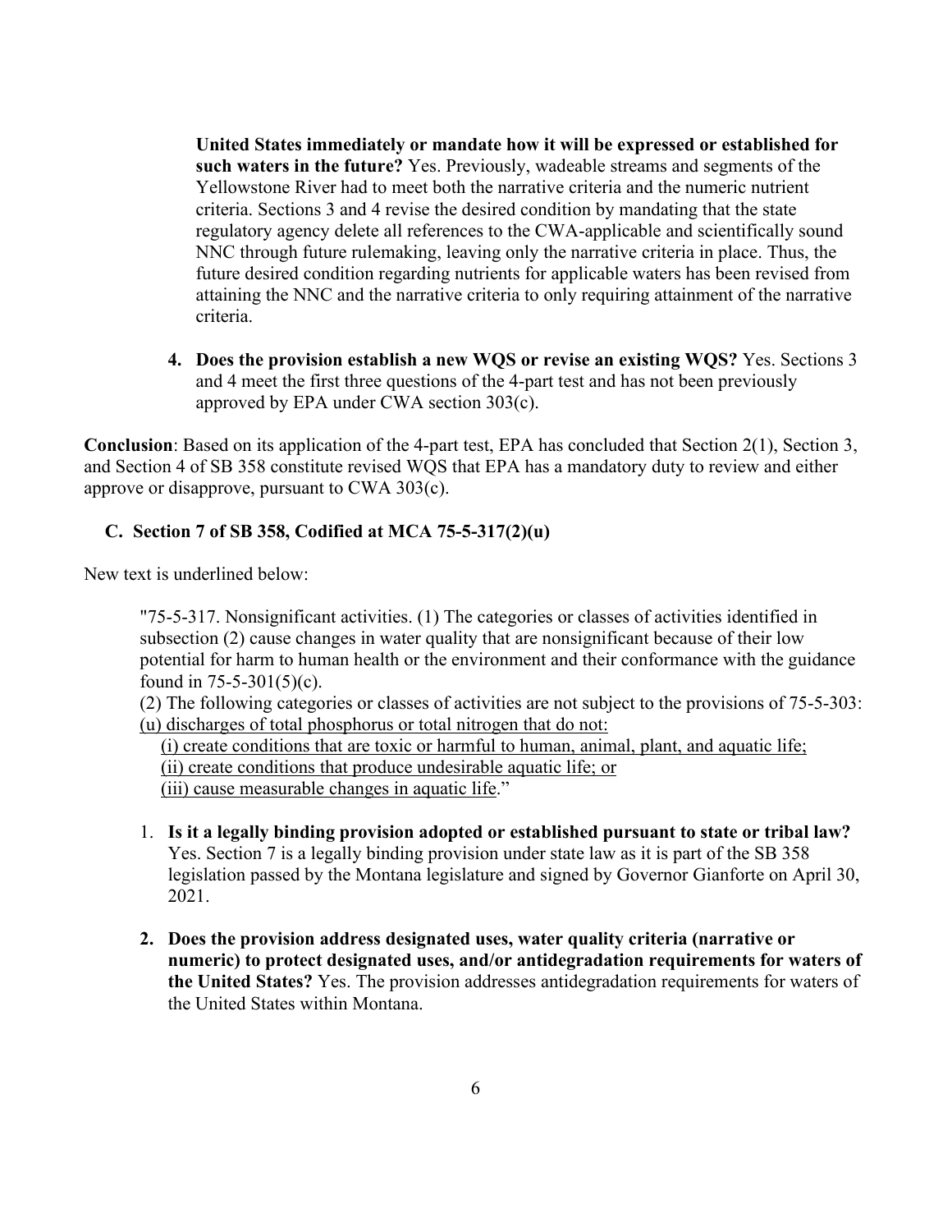**United States immediately or mandate how it will be expressed or established for such waters in the future?** Yes. Previously, wadeable streams and segments of the Yellowstone River had to meet both the narrative criteria and the numeric nutrient criteria. Sections 3 and 4 revise the desired condition by mandating that the state regulatory agency delete all references to the CWA-applicable and scientifically sound NNC through future rulemaking, leaving only the narrative criteria in place. Thus, the future desired condition regarding nutrients for applicable waters has been revised from attaining the NNC and the narrative criteria to only requiring attainment of the narrative criteria.

4. **Does the provision establish a new WQS or revise an existing WQS?** Yes. Sections 3 and 4 meet the first three questions of the 4-part test and has not been previously approved by EPA under CWA section 303(c).

**Conclusion**: Based on its application of the 4-part test, EPA has concluded that Section 2(1), Section 3, and Section 4 of SB 358 constitute revised WQS that EPA has a mandatory duty to review and either approve or disapprove, pursuant to CWA 303(c).

### C. Section 7 of SB 358, Codified at MCA 75-5-317(2)(u)

New text is underlined below:

> "75-5-317. Nonsignificant activities. (1) The categories or classes of activities identified in subsection (2) cause changes in water quality that are nonsignificant because of their low potential for harm to human health or the environment and their conformance with the guidance found in 75-5-301(5)(c).
>
> (2) The following categories or classes of activities are not subject to the provisions of 75-5-303:
> <u>(u) discharges of total phosphorus or total nitrogen that do not:</u>
> <u>(i) create conditions that are toxic or harmful to human, animal, plant, and aquatic life;</u>
> <u>(ii) create conditions that produce undesirable aquatic life; or</u>
> <u>(iii) cause measurable changes in aquatic life</u>."

1. **Is it a legally binding provision adopted or established pursuant to state or tribal law?** Yes. Section 7 is a legally binding provision under state law as it is part of the SB 358 legislation passed by the Montana legislature and signed by Governor Gianforte on April 30, 2021.

2. **Does the provision address designated uses, water quality criteria (narrative or numeric) to protect designated uses, and/or antidegradation requirements for waters of the United States?** Yes. The provision addresses antidegradation requirements for waters of the United States within Montana.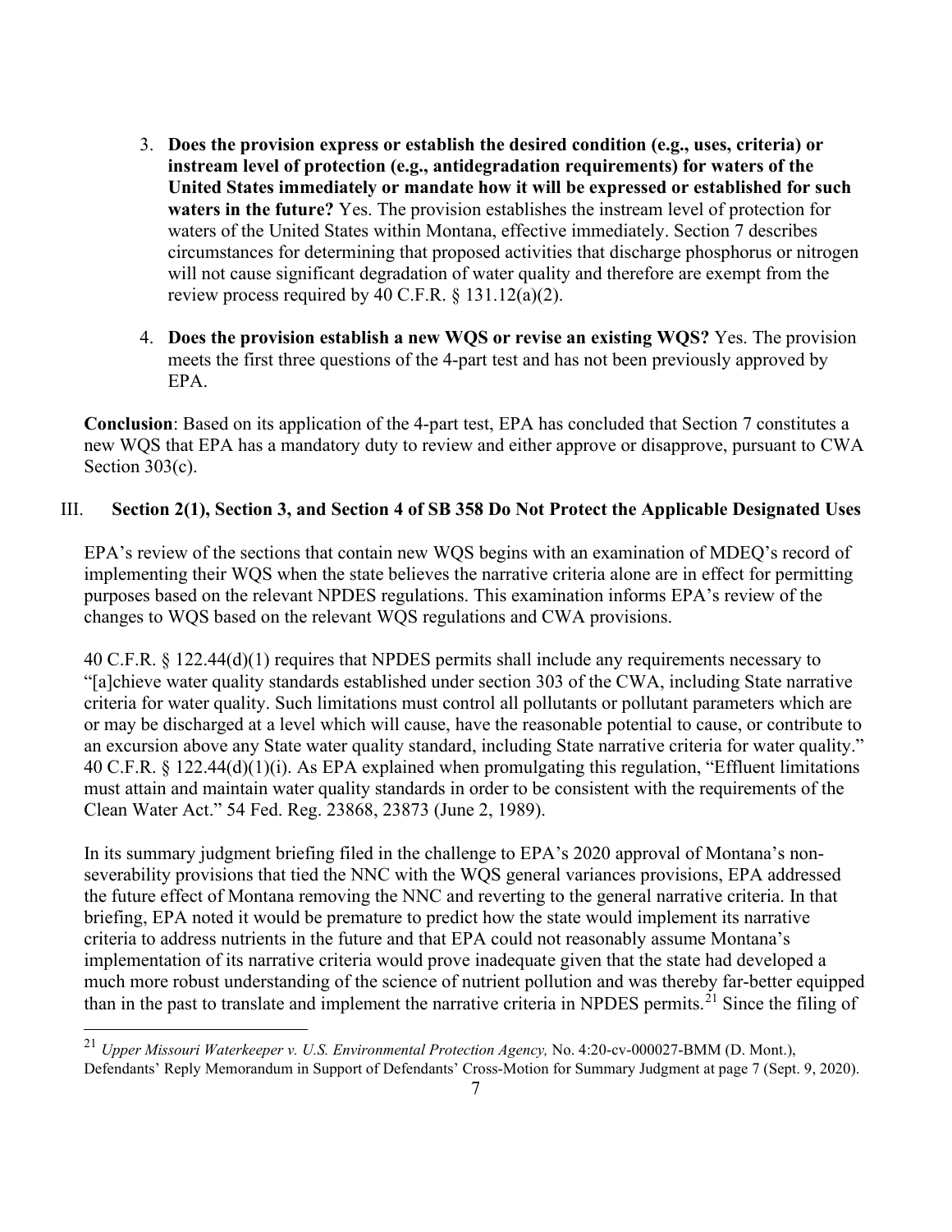3. **Does the provision express or establish the desired condition (e.g., uses, criteria) or instream level of protection (e.g., antidegradation requirements) for waters of the United States immediately or mandate how it will be expressed or established for such waters in the future?** Yes. The provision establishes the instream level of protection for waters of the United States within Montana, effective immediately. Section 7 describes circumstances for determining that proposed activities that discharge phosphorus or nitrogen will not cause significant degradation of water quality and therefore are exempt from the review process required by 40 C.F.R. § 131.12(a)(2).

4. **Does the provision establish a new WQS or revise an existing WQS?** Yes. The provision meets the first three questions of the 4-part test and has not been previously approved by EPA.

**Conclusion**: Based on its application of the 4-part test, EPA has concluded that Section 7 constitutes a new WQS that EPA has a mandatory duty to review and either approve or disapprove, pursuant to CWA Section 303(c).

## III. Section 2(1), Section 3, and Section 4 of SB 358 Do Not Protect the Applicable Designated Uses

EPA's review of the sections that contain new WQS begins with an examination of MDEQ's record of implementing their WQS when the state believes the narrative criteria alone are in effect for permitting purposes based on the relevant NPDES regulations. This examination informs EPA's review of the changes to WQS based on the relevant WQS regulations and CWA provisions.

40 C.F.R. § 122.44(d)(1) requires that NPDES permits shall include any requirements necessary to "[a]chieve water quality standards established under section 303 of the CWA, including State narrative criteria for water quality. Such limitations must control all pollutants or pollutant parameters which are or may be discharged at a level which will cause, have the reasonable potential to cause, or contribute to an excursion above any State water quality standard, including State narrative criteria for water quality." 40 C.F.R. § 122.44(d)(1)(i). As EPA explained when promulgating this regulation, "Effluent limitations must attain and maintain water quality standards in order to be consistent with the requirements of the Clean Water Act." 54 Fed. Reg. 23868, 23873 (June 2, 1989).

In its summary judgment briefing filed in the challenge to EPA's 2020 approval of Montana's non-severability provisions that tied the NNC with the WQS general variances provisions, EPA addressed the future effect of Montana removing the NNC and reverting to the general narrative criteria. In that briefing, EPA noted it would be premature to predict how the state would implement its narrative criteria to address nutrients in the future and that EPA could not reasonably assume Montana's implementation of its narrative criteria would prove inadequate given that the state had developed a much more robust understanding of the science of nutrient pollution and was thereby far-better equipped than in the past to translate and implement the narrative criteria in NPDES permits.[21] Since the filing of

[21] *Upper Missouri Waterkeeper v. U.S. Environmental Protection Agency,* No. 4:20-cv-000027-BMM (D. Mont.), Defendants' Reply Memorandum in Support of Defendants' Cross-Motion for Summary Judgment at page 7 (Sept. 9, 2020).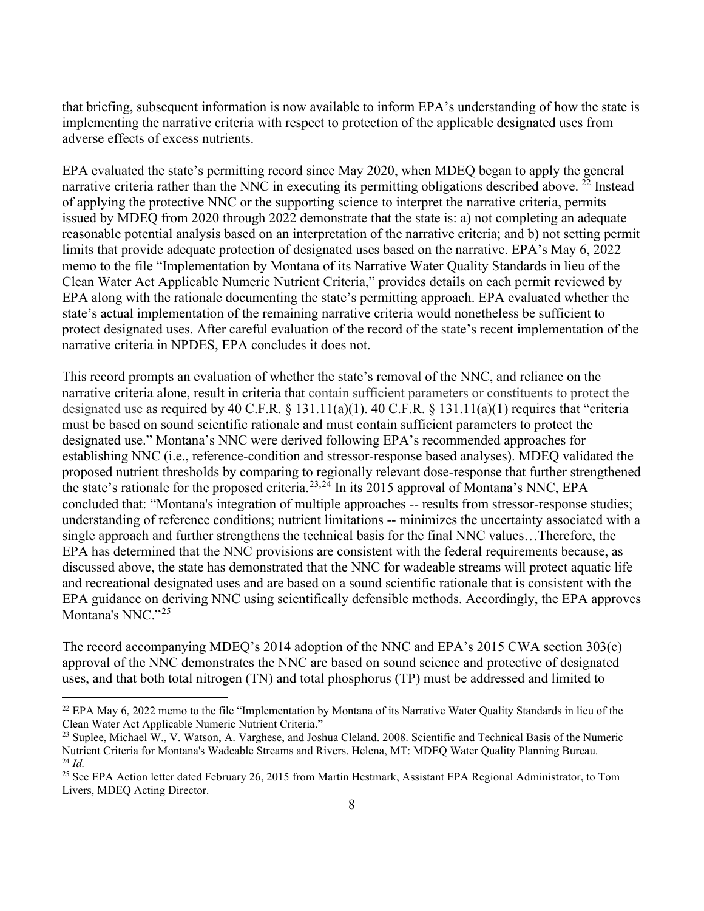that briefing, subsequent information is now available to inform EPA's understanding of how the state is implementing the narrative criteria with respect to protection of the applicable designated uses from adverse effects of excess nutrients.

EPA evaluated the state's permitting record since May 2020, when MDEQ began to apply the general narrative criteria rather than the NNC in executing its permitting obligations described above. [22] Instead of applying the protective NNC or the supporting science to interpret the narrative criteria, permits issued by MDEQ from 2020 through 2022 demonstrate that the state is: a) not completing an adequate reasonable potential analysis based on an interpretation of the narrative criteria; and b) not setting permit limits that provide adequate protection of designated uses based on the narrative. EPA's May 6, 2022 memo to the file "Implementation by Montana of its Narrative Water Quality Standards in lieu of the Clean Water Act Applicable Numeric Nutrient Criteria," provides details on each permit reviewed by EPA along with the rationale documenting the state's permitting approach. EPA evaluated whether the state's actual implementation of the remaining narrative criteria would nonetheless be sufficient to protect designated uses. After careful evaluation of the record of the state's recent implementation of the narrative criteria in NPDES, EPA concludes it does not.

This record prompts an evaluation of whether the state's removal of the NNC, and reliance on the narrative criteria alone, result in criteria that contain sufficient parameters or constituents to protect the designated use as required by 40 C.F.R. § 131.11(a)(1). 40 C.F.R. § 131.11(a)(1) requires that "criteria must be based on sound scientific rationale and must contain sufficient parameters to protect the designated use." Montana's NNC were derived following EPA's recommended approaches for establishing NNC (i.e., reference-condition and stressor-response based analyses). MDEQ validated the proposed nutrient thresholds by comparing to regionally relevant dose-response that further strengthened the state's rationale for the proposed criteria.[23,24] In its 2015 approval of Montana's NNC, EPA concluded that: "Montana's integration of multiple approaches -- results from stressor-response studies; understanding of reference conditions; nutrient limitations -- minimizes the uncertainty associated with a single approach and further strengthens the technical basis for the final NNC values…Therefore, the EPA has determined that the NNC provisions are consistent with the federal requirements because, as discussed above, the state has demonstrated that the NNC for wadeable streams will protect aquatic life and recreational designated uses and are based on a sound scientific rationale that is consistent with the EPA guidance on deriving NNC using scientifically defensible methods. Accordingly, the EPA approves Montana's NNC."[25]

The record accompanying MDEQ's 2014 adoption of the NNC and EPA's 2015 CWA section 303(c) approval of the NNC demonstrates the NNC are based on sound science and protective of designated uses, and that both total nitrogen (TN) and total phosphorus (TP) must be addressed and limited to

---

[22] EPA May 6, 2022 memo to the file "Implementation by Montana of its Narrative Water Quality Standards in lieu of the Clean Water Act Applicable Numeric Nutrient Criteria."

[23] Suplee, Michael W., V. Watson, A. Varghese, and Joshua Cleland. 2008. Scientific and Technical Basis of the Numeric Nutrient Criteria for Montana's Wadeable Streams and Rivers. Helena, MT: MDEQ Water Quality Planning Bureau.

[24] *Id.*

[25] See EPA Action letter dated February 26, 2015 from Martin Hestmark, Assistant EPA Regional Administrator, to Tom Livers, MDEQ Acting Director.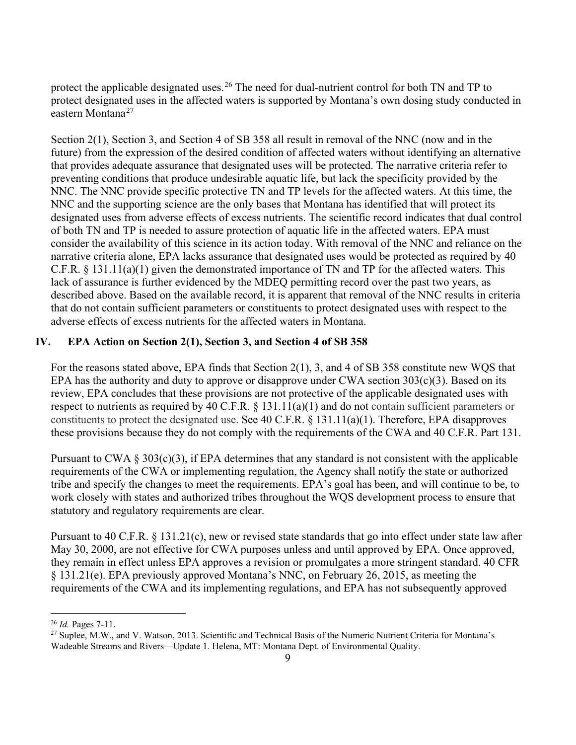protect the applicable designated uses.[26] The need for dual-nutrient control for both TN and TP to protect designated uses in the affected waters is supported by Montana's own dosing study conducted in eastern Montana[27]

Section 2(1), Section 3, and Section 4 of SB 358 all result in removal of the NNC (now and in the future) from the expression of the desired condition of affected waters without identifying an alternative that provides adequate assurance that designated uses will be protected. The narrative criteria refer to preventing conditions that produce undesirable aquatic life, but lack the specificity provided by the NNC. The NNC provide specific protective TN and TP levels for the affected waters. At this time, the NNC and the supporting science are the only bases that Montana has identified that will protect its designated uses from adverse effects of excess nutrients. The scientific record indicates that dual control of both TN and TP is needed to assure protection of aquatic life in the affected waters. EPA must consider the availability of this science in its action today. With removal of the NNC and reliance on the narrative criteria alone, EPA lacks assurance that designated uses would be protected as required by 40 C.F.R. § 131.11(a)(1) given the demonstrated importance of TN and TP for the affected waters. This lack of assurance is further evidenced by the MDEQ permitting record over the past two years, as described above. Based on the available record, it is apparent that removal of the NNC results in criteria that do not contain sufficient parameters or constituents to protect designated uses with respect to the adverse effects of excess nutrients for the affected waters in Montana.

## IV. EPA Action on Section 2(1), Section 3, and Section 4 of SB 358

For the reasons stated above, EPA finds that Section 2(1), 3, and 4 of SB 358 constitute new WQS that EPA has the authority and duty to approve or disapprove under CWA section 303(c)(3). Based on its review, EPA concludes that these provisions are not protective of the applicable designated uses with respect to nutrients as required by 40 C.F.R. § 131.11(a)(1) and do not contain sufficient parameters or constituents to protect the designated use. See 40 C.F.R. § 131.11(a)(1). Therefore, EPA disapproves these provisions because they do not comply with the requirements of the CWA and 40 C.F.R. Part 131.

Pursuant to CWA § 303(c)(3), if EPA determines that any standard is not consistent with the applicable requirements of the CWA or implementing regulation, the Agency shall notify the state or authorized tribe and specify the changes to meet the requirements. EPA's goal has been, and will continue to be, to work closely with states and authorized tribes throughout the WQS development process to ensure that statutory and regulatory requirements are clear.

Pursuant to 40 C.F.R. § 131.21(c), new or revised state standards that go into effect under state law after May 30, 2000, are not effective for CWA purposes unless and until approved by EPA. Once approved, they remain in effect unless EPA approves a revision or promulgates a more stringent standard. 40 CFR § 131.21(e). EPA previously approved Montana's NNC, on February 26, 2015, as meeting the requirements of the CWA and its implementing regulations, and EPA has not subsequently approved

---

[26] *Id.* Pages 7-11.

[27] Suplee, M.W., and V. Watson, 2013. Scientific and Technical Basis of the Numeric Nutrient Criteria for Montana's Wadeable Streams and Rivers—Update 1. Helena, MT: Montana Dept. of Environmental Quality.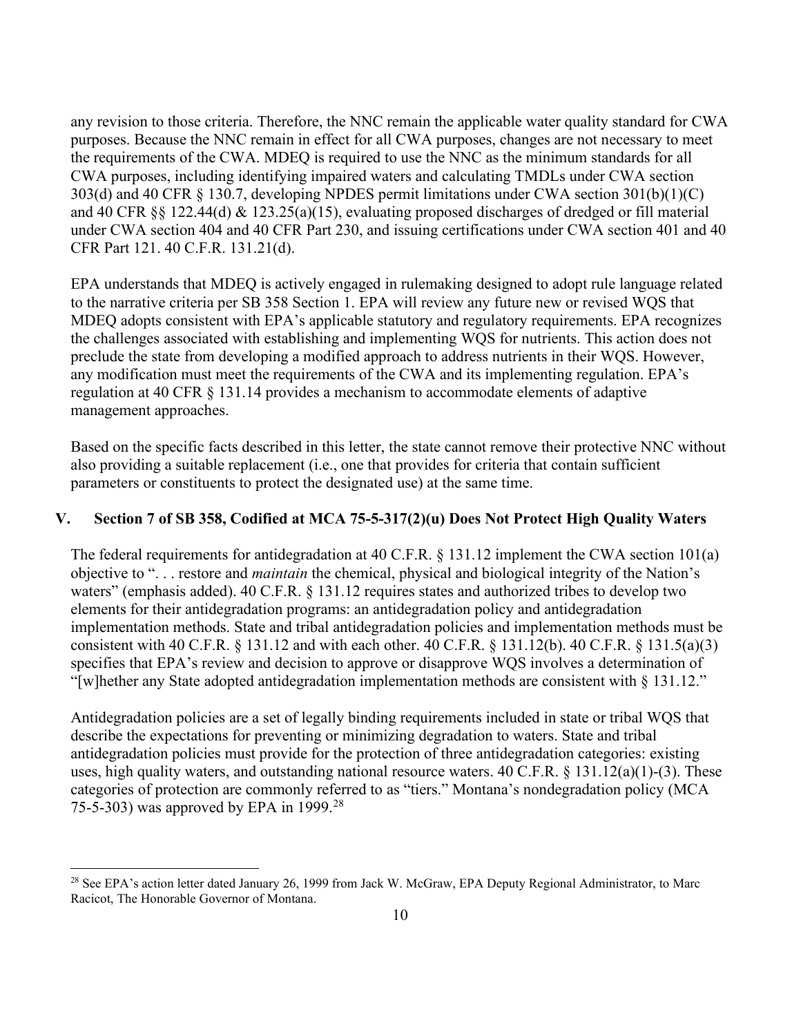any revision to those criteria. Therefore, the NNC remain the applicable water quality standard for CWA purposes. Because the NNC remain in effect for all CWA purposes, changes are not necessary to meet the requirements of the CWA. MDEQ is required to use the NNC as the minimum standards for all CWA purposes, including identifying impaired waters and calculating TMDLs under CWA section 303(d) and 40 CFR § 130.7, developing NPDES permit limitations under CWA section 301(b)(1)(C) and 40 CFR §§ 122.44(d) & 123.25(a)(15), evaluating proposed discharges of dredged or fill material under CWA section 404 and 40 CFR Part 230, and issuing certifications under CWA section 401 and 40 CFR Part 121. 40 C.F.R. 131.21(d).

EPA understands that MDEQ is actively engaged in rulemaking designed to adopt rule language related to the narrative criteria per SB 358 Section 1. EPA will review any future new or revised WQS that MDEQ adopts consistent with EPA's applicable statutory and regulatory requirements. EPA recognizes the challenges associated with establishing and implementing WQS for nutrients. This action does not preclude the state from developing a modified approach to address nutrients in their WQS. However, any modification must meet the requirements of the CWA and its implementing regulation. EPA's regulation at 40 CFR § 131.14 provides a mechanism to accommodate elements of adaptive management approaches.

Based on the specific facts described in this letter, the state cannot remove their protective NNC without also providing a suitable replacement (i.e., one that provides for criteria that contain sufficient parameters or constituents to protect the designated use) at the same time.

## V. Section 7 of SB 358, Codified at MCA 75-5-317(2)(u) Does Not Protect High Quality Waters

The federal requirements for antidegradation at 40 C.F.R. § 131.12 implement the CWA section 101(a) objective to ". . . restore and *maintain* the chemical, physical and biological integrity of the Nation's waters" (emphasis added). 40 C.F.R. § 131.12 requires states and authorized tribes to develop two elements for their antidegradation programs: an antidegradation policy and antidegradation implementation methods. State and tribal antidegradation policies and implementation methods must be consistent with 40 C.F.R. § 131.12 and with each other. 40 C.F.R. § 131.12(b). 40 C.F.R. § 131.5(a)(3) specifies that EPA's review and decision to approve or disapprove WQS involves a determination of "[w]hether any State adopted antidegradation implementation methods are consistent with § 131.12."

Antidegradation policies are a set of legally binding requirements included in state or tribal WQS that describe the expectations for preventing or minimizing degradation to waters. State and tribal antidegradation policies must provide for the protection of three antidegradation categories: existing uses, high quality waters, and outstanding national resource waters. 40 C.F.R. § 131.12(a)(1)-(3). These categories of protection are commonly referred to as "tiers." Montana's nondegradation policy (MCA 75-5-303) was approved by EPA in 1999.[28]

[28] See EPA's action letter dated January 26, 1999 from Jack W. McGraw, EPA Deputy Regional Administrator, to Marc Racicot, The Honorable Governor of Montana.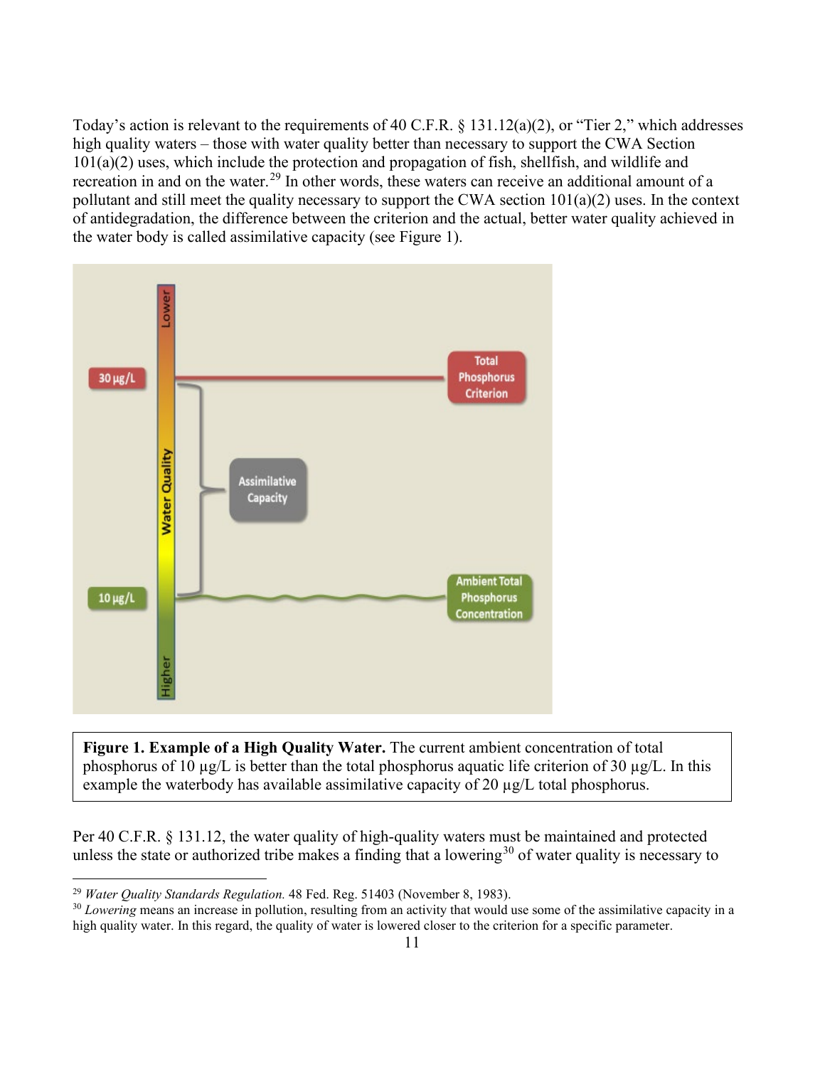Today's action is relevant to the requirements of 40 C.F.R. § 131.12(a)(2), or "Tier 2," which addresses high quality waters – those with water quality better than necessary to support the CWA Section 101(a)(2) uses, which include the protection and propagation of fish, shellfish, and wildlife and recreation in and on the water.[29] In other words, these waters can receive an additional amount of a pollutant and still meet the quality necessary to support the CWA section 101(a)(2) uses. In the context of antidegradation, the difference between the criterion and the actual, better water quality achieved in the water body is called assimilative capacity (see Figure 1).

**Figure 1. Example of a High Quality Water.** The current ambient concentration of total phosphorus of 10 µg/L is better than the total phosphorus aquatic life criterion of 30 µg/L. In this example the waterbody has available assimilative capacity of 20 µg/L total phosphorus.

Per 40 C.F.R. § 131.12, the water quality of high-quality waters must be maintained and protected unless the state or authorized tribe makes a finding that a lowering[30] of water quality is necessary to

[29] *Water Quality Standards Regulation.* 48 Fed. Reg. 51403 (November 8, 1983).

[30] *Lowering* means an increase in pollution, resulting from an activity that would use some of the assimilative capacity in a high quality water. In this regard, the quality of water is lowered closer to the criterion for a specific parameter.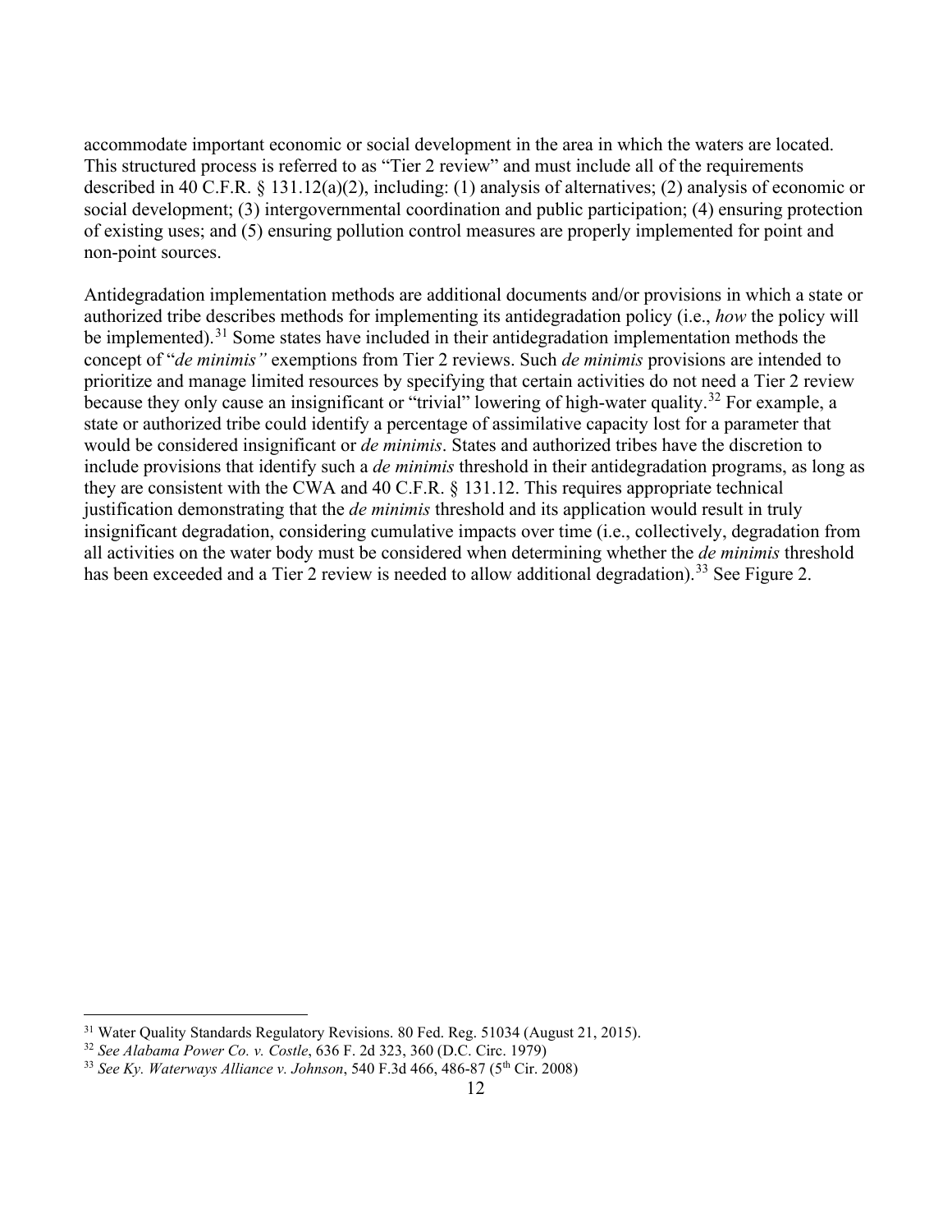accommodate important economic or social development in the area in which the waters are located. This structured process is referred to as "Tier 2 review" and must include all of the requirements described in 40 C.F.R. § 131.12(a)(2), including: (1) analysis of alternatives; (2) analysis of economic or social development; (3) intergovernmental coordination and public participation; (4) ensuring protection of existing uses; and (5) ensuring pollution control measures are properly implemented for point and non-point sources.

Antidegradation implementation methods are additional documents and/or provisions in which a state or authorized tribe describes methods for implementing its antidegradation policy (i.e., *how* the policy will be implemented).[31] Some states have included in their antidegradation implementation methods the concept of "*de minimis"* exemptions from Tier 2 reviews. Such *de minimis* provisions are intended to prioritize and manage limited resources by specifying that certain activities do not need a Tier 2 review because they only cause an insignificant or "trivial" lowering of high-water quality.[32] For example, a state or authorized tribe could identify a percentage of assimilative capacity lost for a parameter that would be considered insignificant or *de minimis*. States and authorized tribes have the discretion to include provisions that identify such a *de minimis* threshold in their antidegradation programs, as long as they are consistent with the CWA and 40 C.F.R. § 131.12. This requires appropriate technical justification demonstrating that the *de minimis* threshold and its application would result in truly insignificant degradation, considering cumulative impacts over time (i.e., collectively, degradation from all activities on the water body must be considered when determining whether the *de minimis* threshold has been exceeded and a Tier 2 review is needed to allow additional degradation).[33] See Figure 2.

---

[31] Water Quality Standards Regulatory Revisions. 80 Fed. Reg. 51034 (August 21, 2015).

[32] *See Alabama Power Co. v. Costle*, 636 F. 2d 323, 360 (D.C. Circ. 1979)

[33] *See Ky. Waterways Alliance v. Johnson*, 540 F.3d 466, 486-87 (5th Cir. 2008)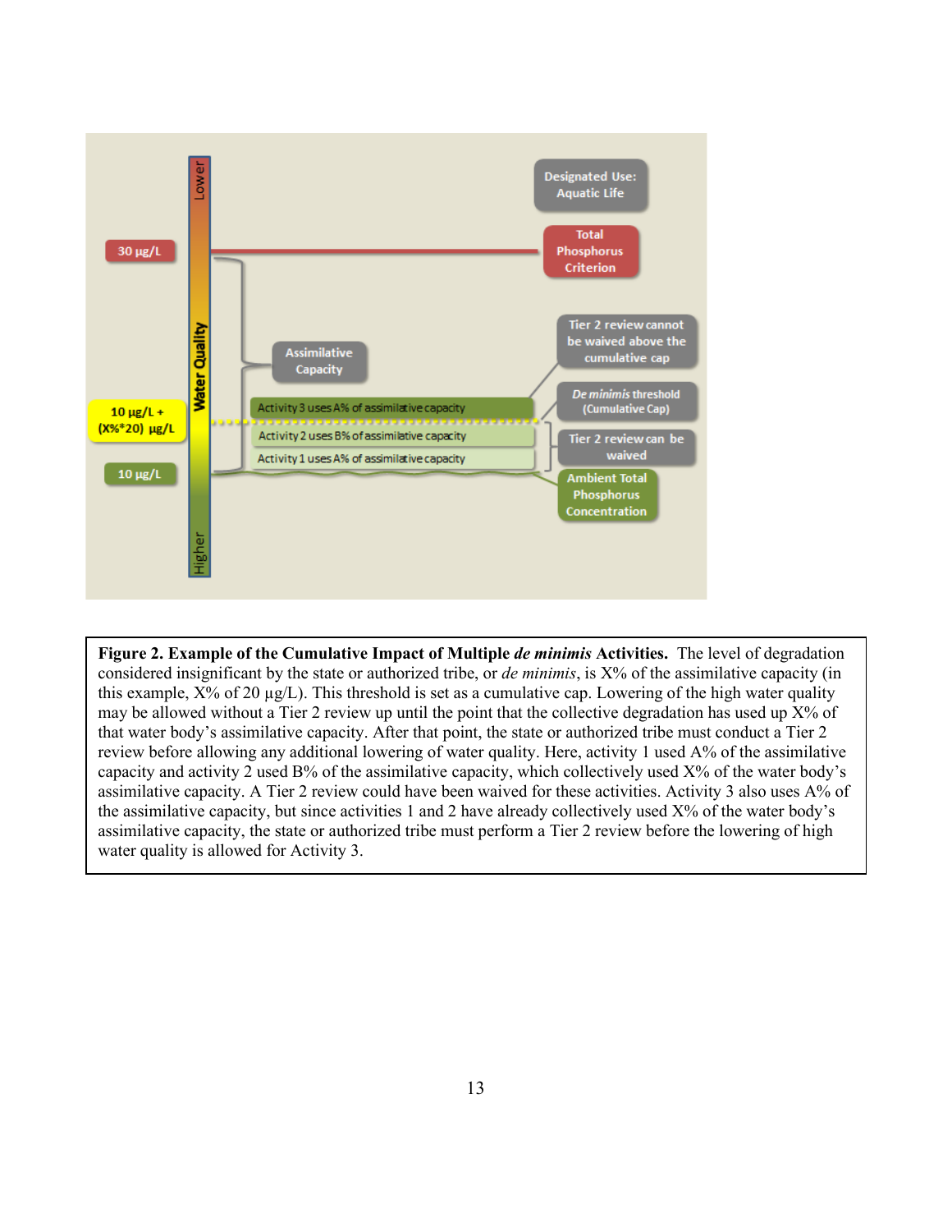**Figure 2. Example of the Cumulative Impact of Multiple *de minimis* Activities.** The level of degradation considered insignificant by the state or authorized tribe, or *de minimis*, is X% of the assimilative capacity (in this example, X% of 20 µg/L). This threshold is set as a cumulative cap. Lowering of the high water quality may be allowed without a Tier 2 review up until the point that the collective degradation has used up X% of that water body's assimilative capacity. After that point, the state or authorized tribe must conduct a Tier 2 review before allowing any additional lowering of water quality. Here, activity 1 used A% of the assimilative capacity and activity 2 used B% of the assimilative capacity, which collectively used X% of the water body's assimilative capacity. A Tier 2 review could have been waived for these activities. Activity 3 also uses A% of the assimilative capacity, but since activities 1 and 2 have already collectively used X% of the water body's assimilative capacity, the state or authorized tribe must perform a Tier 2 review before the lowering of high water quality is allowed for Activity 3.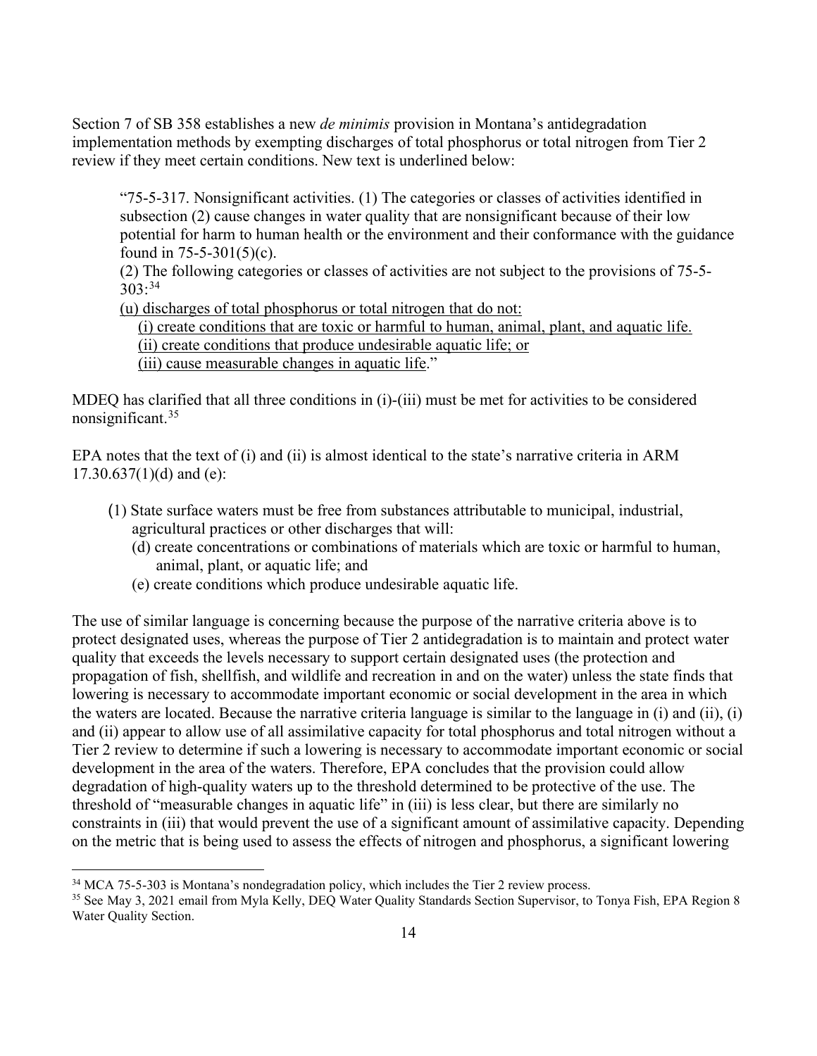Section 7 of SB 358 establishes a new *de minimis* provision in Montana's antidegradation implementation methods by exempting discharges of total phosphorus or total nitrogen from Tier 2 review if they meet certain conditions. New text is underlined below:

> "75-5-317. Nonsignificant activities. (1) The categories or classes of activities identified in subsection (2) cause changes in water quality that are nonsignificant because of their low potential for harm to human health or the environment and their conformance with the guidance found in 75-5-301(5)(c).
>
> (2) The following categories or classes of activities are not subject to the provisions of 75-5-303:[34]
>
> <u>(u) discharges of total phosphorus or total nitrogen that do not:</u>
>
> <u>(i) create conditions that are toxic or harmful to human, animal, plant, and aquatic life.</u>
>
> <u>(ii) create conditions that produce undesirable aquatic life; or</u>
>
> <u>(iii) cause measurable changes in aquatic life</u>."

MDEQ has clarified that all three conditions in (i)-(iii) must be met for activities to be considered nonsignificant.[35]

EPA notes that the text of (i) and (ii) is almost identical to the state's narrative criteria in ARM 17.30.637(1)(d) and (e):

> (1) State surface waters must be free from substances attributable to municipal, industrial, agricultural practices or other discharges that will:
>
> (d) create concentrations or combinations of materials which are toxic or harmful to human, animal, plant, or aquatic life; and
>
> (e) create conditions which produce undesirable aquatic life.

The use of similar language is concerning because the purpose of the narrative criteria above is to protect designated uses, whereas the purpose of Tier 2 antidegradation is to maintain and protect water quality that exceeds the levels necessary to support certain designated uses (the protection and propagation of fish, shellfish, and wildlife and recreation in and on the water) unless the state finds that lowering is necessary to accommodate important economic or social development in the area in which the waters are located. Because the narrative criteria language is similar to the language in (i) and (ii), (i) and (ii) appear to allow use of all assimilative capacity for total phosphorus and total nitrogen without a Tier 2 review to determine if such a lowering is necessary to accommodate important economic or social development in the area of the waters. Therefore, EPA concludes that the provision could allow degradation of high-quality waters up to the threshold determined to be protective of the use. The threshold of "measurable changes in aquatic life" in (iii) is less clear, but there are similarly no constraints in (iii) that would prevent the use of a significant amount of assimilative capacity. Depending on the metric that is being used to assess the effects of nitrogen and phosphorus, a significant lowering

---

[34] MCA 75-5-303 is Montana's nondegradation policy, which includes the Tier 2 review process.

[35] See May 3, 2021 email from Myla Kelly, DEQ Water Quality Standards Section Supervisor, to Tonya Fish, EPA Region 8 Water Quality Section.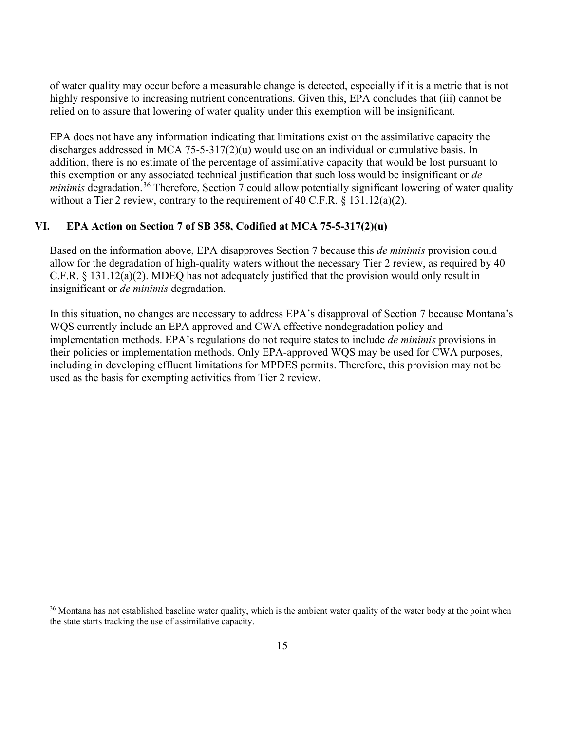of water quality may occur before a measurable change is detected, especially if it is a metric that is not highly responsive to increasing nutrient concentrations. Given this, EPA concludes that (iii) cannot be relied on to assure that lowering of water quality under this exemption will be insignificant.

EPA does not have any information indicating that limitations exist on the assimilative capacity the discharges addressed in MCA 75-5-317(2)(u) would use on an individual or cumulative basis. In addition, there is no estimate of the percentage of assimilative capacity that would be lost pursuant to this exemption or any associated technical justification that such loss would be insignificant or *de minimis* degradation.[36] Therefore, Section 7 could allow potentially significant lowering of water quality without a Tier 2 review, contrary to the requirement of 40 C.F.R. § 131.12(a)(2).

## VI. EPA Action on Section 7 of SB 358, Codified at MCA 75-5-317(2)(u)

Based on the information above, EPA disapproves Section 7 because this *de minimis* provision could allow for the degradation of high-quality waters without the necessary Tier 2 review, as required by 40 C.F.R. § 131.12(a)(2). MDEQ has not adequately justified that the provision would only result in insignificant or *de minimis* degradation.

In this situation, no changes are necessary to address EPA's disapproval of Section 7 because Montana's WQS currently include an EPA approved and CWA effective nondegradation policy and implementation methods. EPA's regulations do not require states to include *de minimis* provisions in their policies or implementation methods. Only EPA-approved WQS may be used for CWA purposes, including in developing effluent limitations for MPDES permits. Therefore, this provision may not be used as the basis for exempting activities from Tier 2 review.

[36] Montana has not established baseline water quality, which is the ambient water quality of the water body at the point when the state starts tracking the use of assimilative capacity.